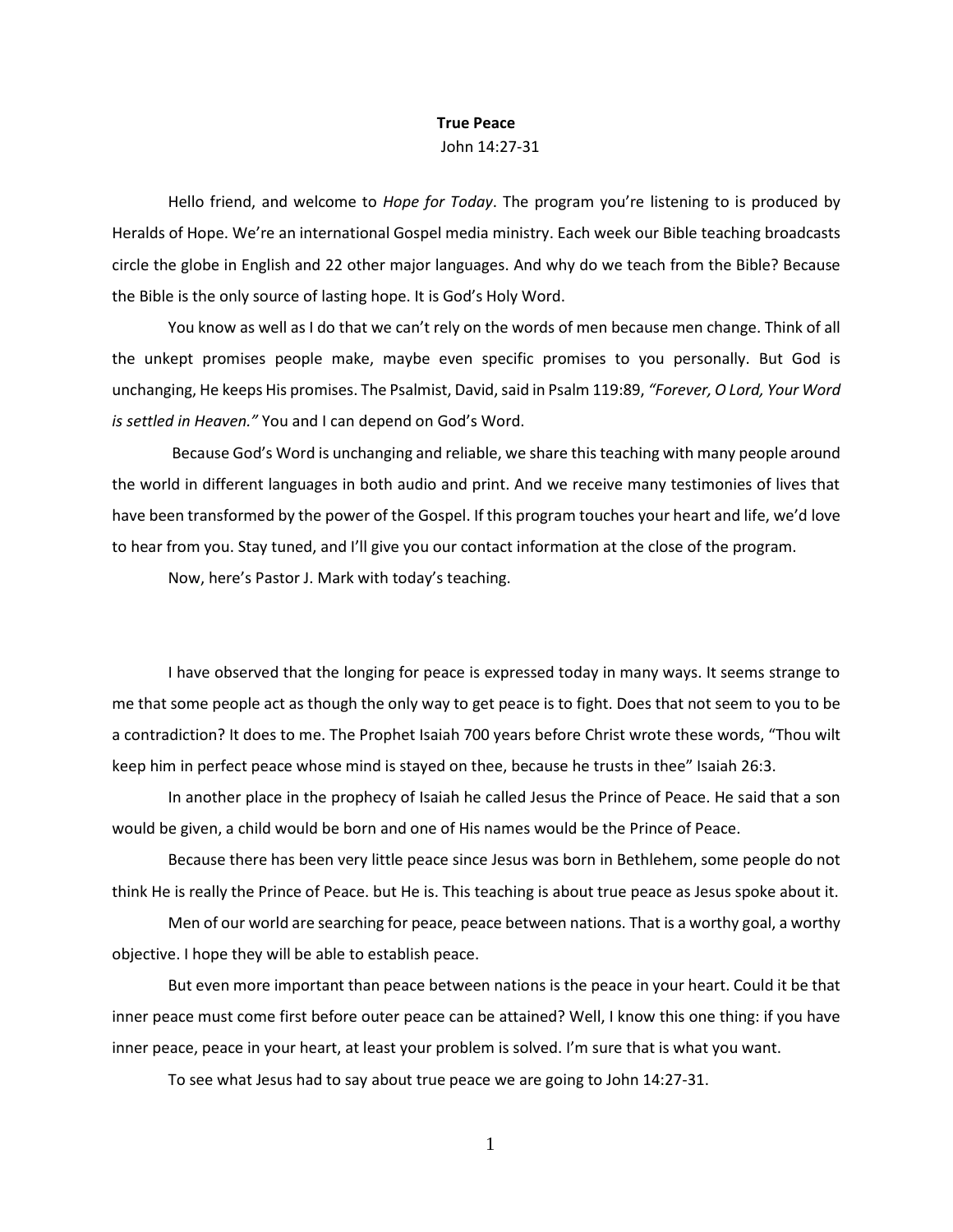**True Peace**

John 14:27-31

Hello friend, and welcome to *Hope for Today*. The program you're listening to is produced by Heralds of Hope. We're an international Gospel media ministry. Each week our Bible teaching broadcasts circle the globe in English and 22 other major languages. And why do we teach from the Bible? Because the Bible is the only source of lasting hope. It is God's Holy Word.

You know as well as I do that we can't rely on the words of men because men change. Think of all the unkept promises people make, maybe even specific promises to you personally. But God is unchanging, He keeps His promises. The Psalmist, David, said in Psalm 119:89, *"Forever, O Lord, Your Word is settled in Heaven."* You and I can depend on God's Word.

Because God's Word is unchanging and reliable, we share this teaching with many people around the world in different languages in both audio and print. And we receive many testimonies of lives that have been transformed by the power of the Gospel. If this program touches your heart and life, we'd love to hear from you. Stay tuned, and I'll give you our contact information at the close of the program.

Now, here's Pastor J. Mark with today's teaching.

I have observed that the longing for peace is expressed today in many ways. It seems strange to me that some people act as though the only way to get peace is to fight. Does that not seem to you to be a contradiction? It does to me. The Prophet Isaiah 700 years before Christ wrote these words, "Thou wilt keep him in perfect peace whose mind is stayed on thee, because he trusts in thee" Isaiah 26:3.

In another place in the prophecy of Isaiah he called Jesus the Prince of Peace. He said that a son would be given, a child would be born and one of His names would be the Prince of Peace.

Because there has been very little peace since Jesus was born in Bethlehem, some people do not think He is really the Prince of Peace. but He is. This teaching is about true peace as Jesus spoke about it.

Men of our world are searching for peace, peace between nations. That is a worthy goal, a worthy objective. I hope they will be able to establish peace.

But even more important than peace between nations is the peace in your heart. Could it be that inner peace must come first before outer peace can be attained? Well, I know this one thing: if you have inner peace, peace in your heart, at least your problem is solved. I'm sure that is what you want.

To see what Jesus had to say about true peace we are going to John 14:27-31.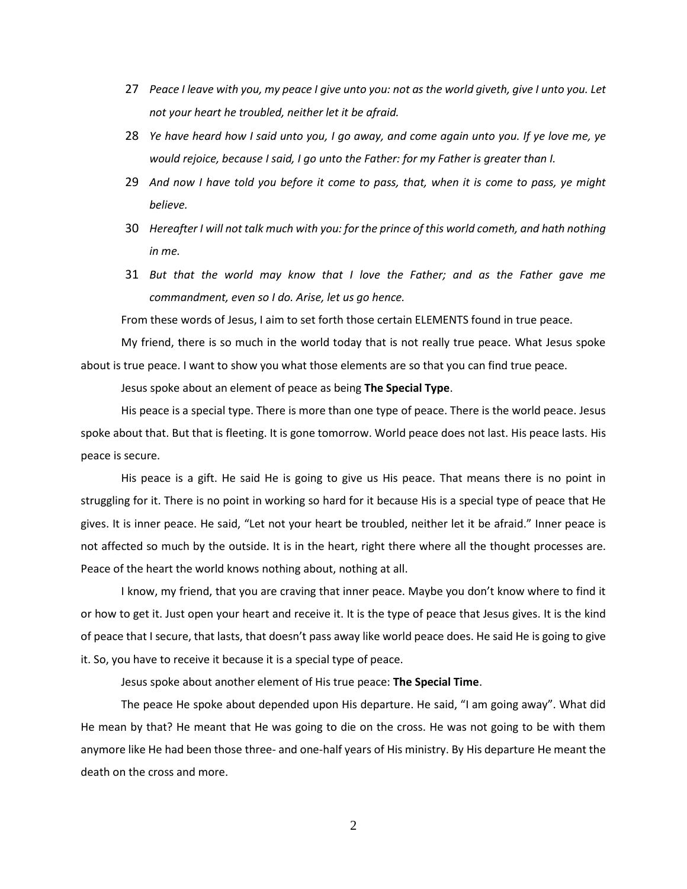27 *Peace I leave with you, my peace I give unto you: not as the world giveth, give I unto you. Let not your heart he troubled, neither let it be afraid.*

28 *Ye have heard how I said unto you, I go away, and come again unto you. If ye love me, ye would rejoice, because I said, I go unto the Father: for my Father is greater than I.*

29 *And now I have told you before it come to pass, that, when it is come to pass, ye might believe.*

30 *Hereafter I will not talk much with you: for the prince of this world cometh, and hath nothing in me.*

31 *But that the world may know that I love the Father; and as the Father gave me commandment, even so I do. Arise, let us go hence.*

From these words of Jesus, I aim to set forth those certain ELEMENTS found in true peace.

My friend, there is so much in the world today that is not really true peace. What Jesus spoke about is true peace. I want to show you what those elements are so that you can find true peace.

Jesus spoke about an element of peace as being **The Special Type**.

His peace is a special type. There is more than one type of peace. There is the world peace. Jesus spoke about that. But that is fleeting. It is gone tomorrow. World peace does not last. His peace lasts. His peace is secure.

His peace is a gift. He said He is going to give us His peace. That means there is no point in struggling for it. There is no point in working so hard for it because His is a special type of peace that He gives. It is inner peace. He said, "Let not your heart be troubled, neither let it be afraid." Inner peace is not affected so much by the outside. It is in the heart, right there where all the thought processes are. Peace of the heart the world knows nothing about, nothing at all.

I know, my friend, that you are craving that inner peace. Maybe you don't know where to find it or how to get it. Just open your heart and receive it. It is the type of peace that Jesus gives. It is the kind of peace that I secure, that lasts, that doesn't pass away like world peace does. He said He is going to give it. So, you have to receive it because it is a special type of peace.

Jesus spoke about another element of His true peace: **The Special Time**.

The peace He spoke about depended upon His departure. He said, "I am going away". What did He mean by that? He meant that He was going to die on the cross. He was not going to be with them anymore like He had been those three- and one-half years of His ministry. By His departure He meant the death on the cross and more.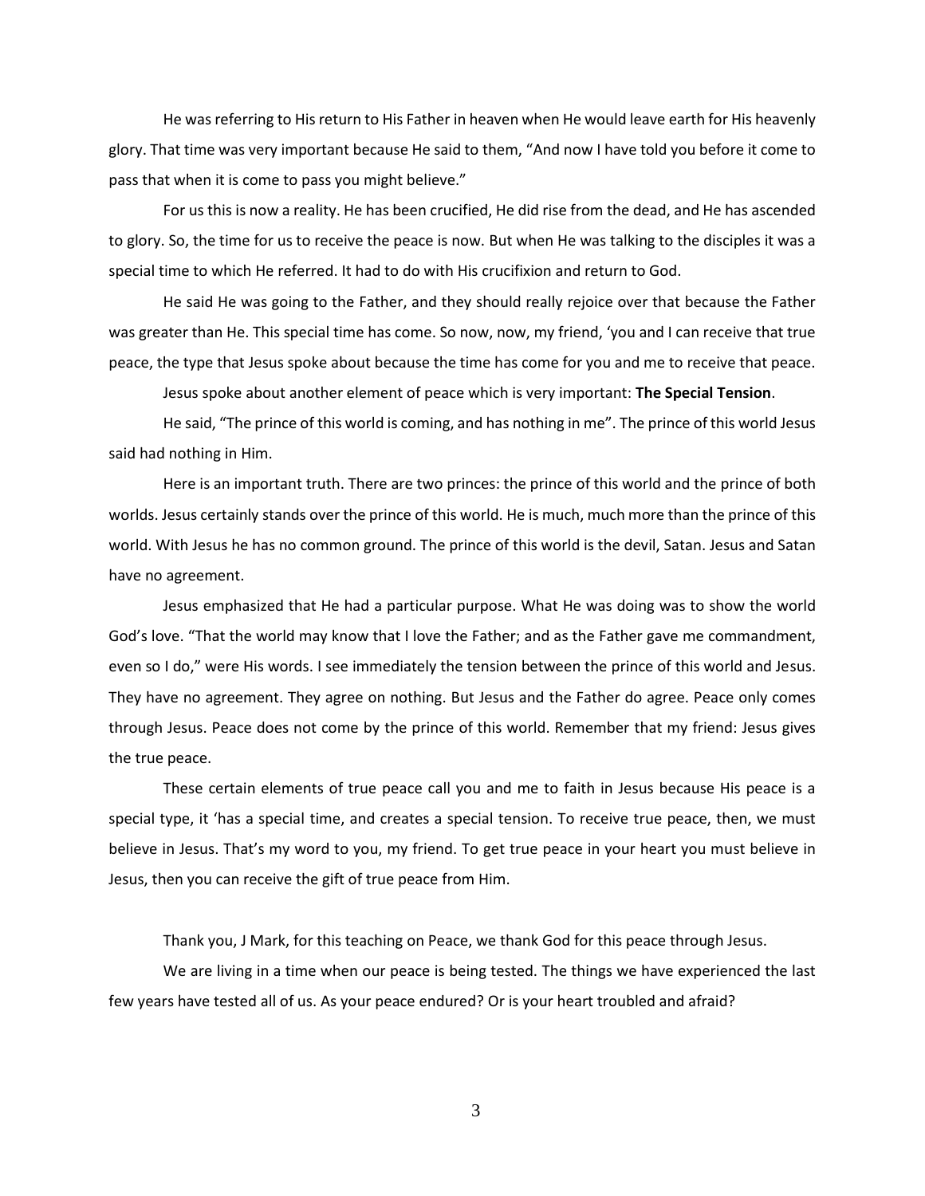He was referring to His return to His Father in heaven when He would leave earth for His heavenly glory. That time was very important because He said to them, "And now I have told you before it come to pass that when it is come to pass you might believe."

For us this is now a reality. He has been crucified, He did rise from the dead, and He has ascended to glory. So, the time for us to receive the peace is now. But when He was talking to the disciples it was a special time to which He referred. It had to do with His crucifixion and return to God.

He said He was going to the Father, and they should really rejoice over that because the Father was greater than He. This special time has come. So now, now, my friend, 'you and I can receive that true peace, the type that Jesus spoke about because the time has come for you and me to receive that peace.

Jesus spoke about another element of peace which is very important: **The Special Tension**.

He said, "The prince of this world is coming, and has nothing in me". The prince of this world Jesus said had nothing in Him.

Here is an important truth. There are two princes: the prince of this world and the prince of both worlds. Jesus certainly stands over the prince of this world. He is much, much more than the prince of this world. With Jesus he has no common ground. The prince of this world is the devil, Satan. Jesus and Satan have no agreement.

Jesus emphasized that He had a particular purpose. What He was doing was to show the world God's love. "That the world may know that I love the Father; and as the Father gave me commandment, even so I do," were His words. I see immediately the tension between the prince of this world and Jesus. They have no agreement. They agree on nothing. But Jesus and the Father do agree. Peace only comes through Jesus. Peace does not come by the prince of this world. Remember that my friend: Jesus gives the true peace.

These certain elements of true peace call you and me to faith in Jesus because His peace is a special type, it 'has a special time, and creates a special tension. To receive true peace, then, we must believe in Jesus. That's my word to you, my friend. To get true peace in your heart you must believe in Jesus, then you can receive the gift of true peace from Him.

Thank you, J Mark, for this teaching on Peace, we thank God for this peace through Jesus.

We are living in a time when our peace is being tested. The things we have experienced the last few years have tested all of us. As your peace endured? Or is your heart troubled and afraid?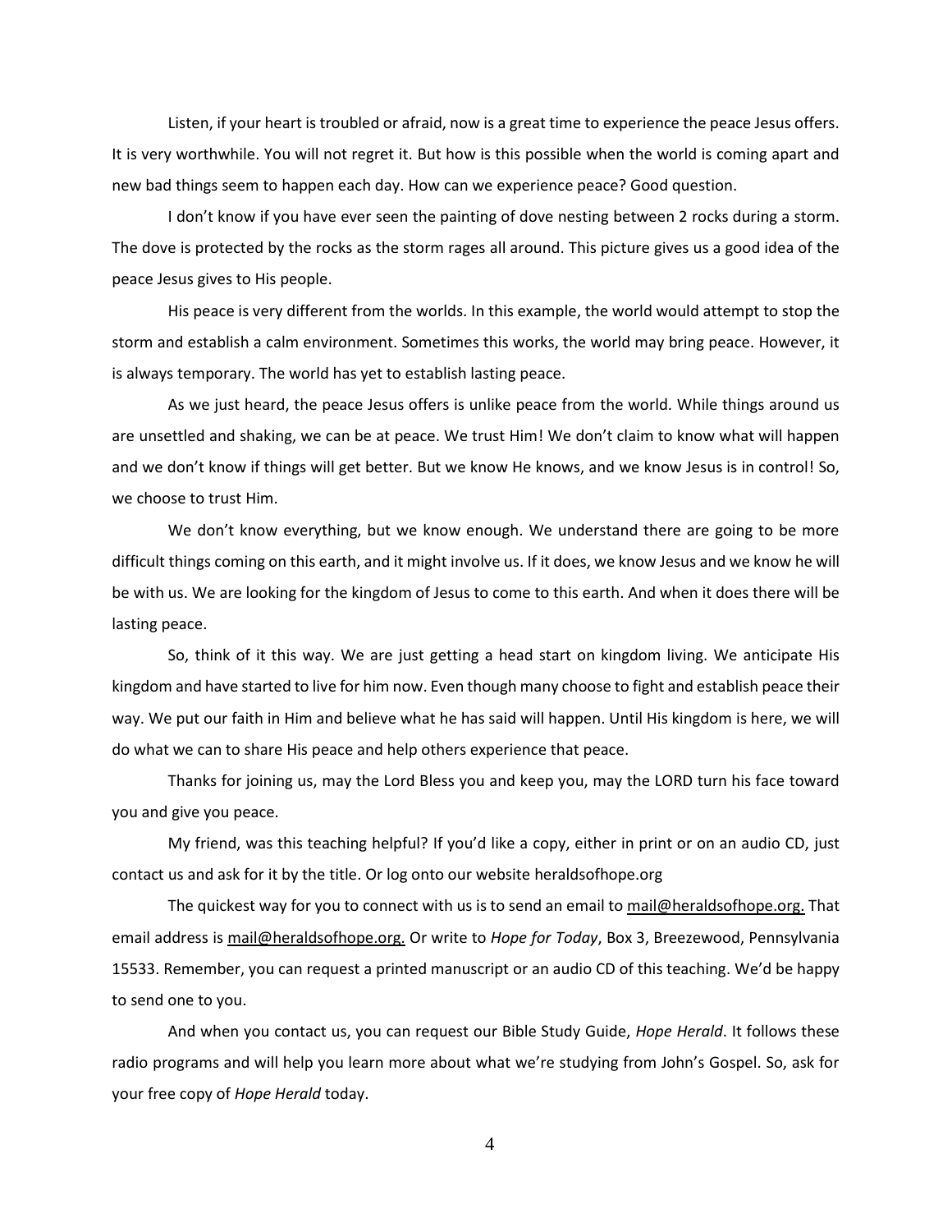Listen, if your heart is troubled or afraid, now is a great time to experience the peace Jesus offers. It is very worthwhile. You will not regret it. But how is this possible when the world is coming apart and new bad things seem to happen each day. How can we experience peace? Good question.

I don't know if you have ever seen the painting of dove nesting between 2 rocks during a storm. The dove is protected by the rocks as the storm rages all around. This picture gives us a good idea of the peace Jesus gives to His people.

His peace is very different from the worlds. In this example, the world would attempt to stop the storm and establish a calm environment. Sometimes this works, the world may bring peace. However, it is always temporary. The world has yet to establish lasting peace.

As we just heard, the peace Jesus offers is unlike peace from the world. While things around us are unsettled and shaking, we can be at peace. We trust Him! We don't claim to know what will happen and we don't know if things will get better. But we know He knows, and we know Jesus is in control! So, we choose to trust Him.

We don't know everything, but we know enough. We understand there are going to be more difficult things coming on this earth, and it might involve us. If it does, we know Jesus and we know he will be with us. We are looking for the kingdom of Jesus to come to this earth. And when it does there will be lasting peace.

So, think of it this way. We are just getting a head start on kingdom living. We anticipate His kingdom and have started to live for him now. Even though many choose to fight and establish peace their way. We put our faith in Him and believe what he has said will happen. Until His kingdom is here, we will do what we can to share His peace and help others experience that peace.

Thanks for joining us, may the Lord Bless you and keep you, may the LORD turn his face toward you and give you peace.

My friend, was this teaching helpful? If you'd like a copy, either in print or on an audio CD, just contact us and ask for it by the title. Or log onto our website heraldsofhope.org

The quickest way for you to connect with us is to send an email to mail@heraldsofhope.org. That email address is mail@heraldsofhope.org. Or write to *Hope for Today*, Box 3, Breezewood, Pennsylvania 15533. Remember, you can request a printed manuscript or an audio CD of this teaching. We'd be happy to send one to you.

And when you contact us, you can request our Bible Study Guide, *Hope Herald*. It follows these radio programs and will help you learn more about what we're studying from John's Gospel. So, ask for your free copy of *Hope Herald* today.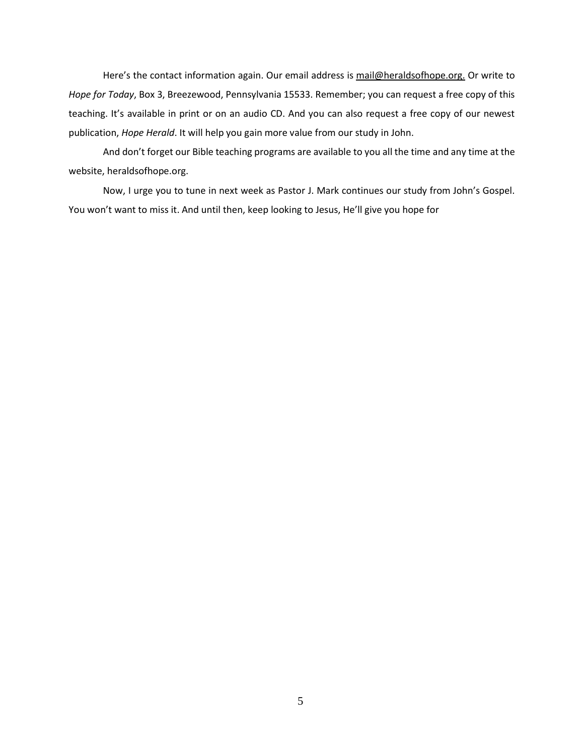Here's the contact information again. Our email address is mail@heraldsofhope.org. Or write to *Hope for Today*, Box 3, Breezewood, Pennsylvania 15533. Remember; you can request a free copy of this teaching. It's available in print or on an audio CD. And you can also request a free copy of our newest publication, *Hope Herald*. It will help you gain more value from our study in John.

And don't forget our Bible teaching programs are available to you all the time and any time at the website, heraldsofhope.org.

Now, I urge you to tune in next week as Pastor J. Mark continues our study from John's Gospel. You won't want to miss it. And until then, keep looking to Jesus, He'll give you hope for